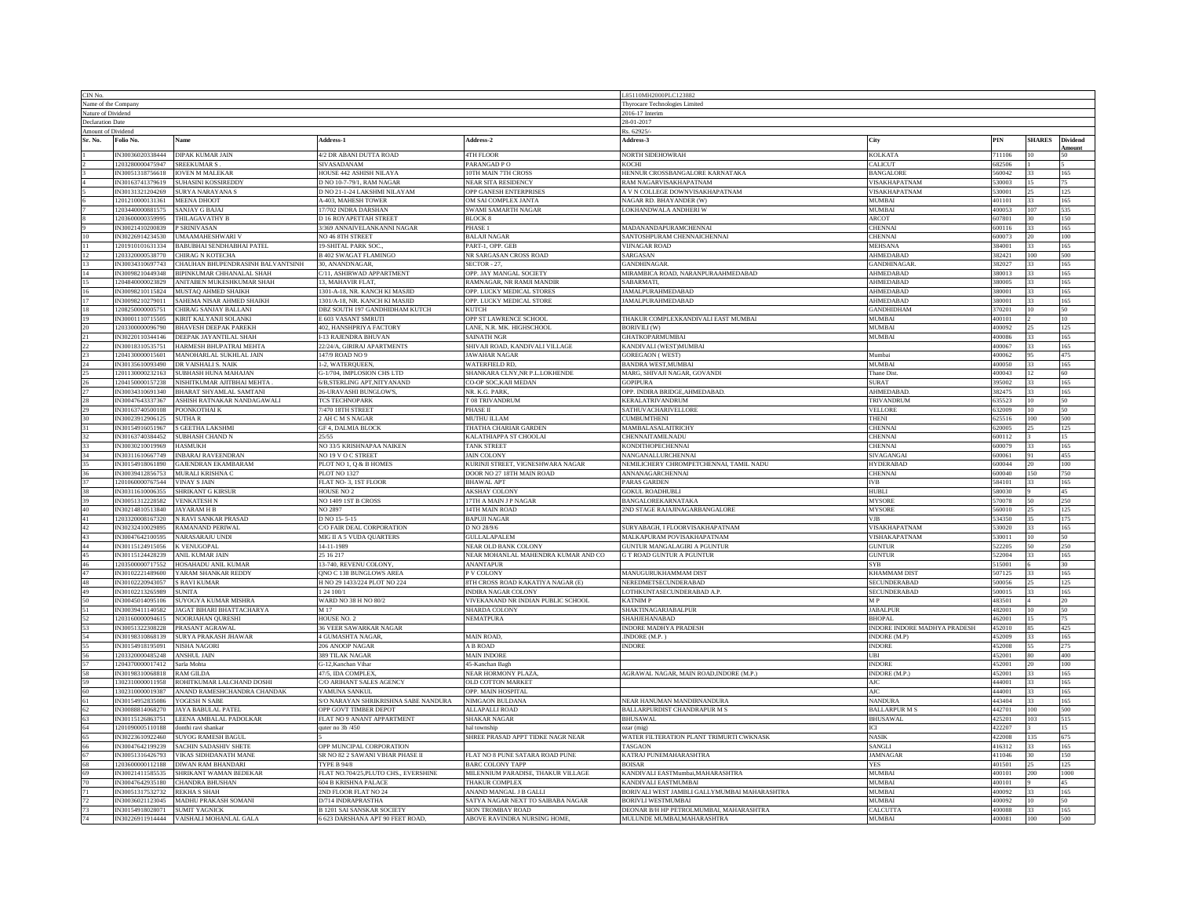| CIN No. | | | | L85110MH2000PLC123882 | | | | |
|---|---|---|---|---|---|---|---|---|
| Name of the Company | | | | Thyrocare Technologies Limited | | | | |
| Nature of Dividend | | | | 2016-17 Interim | | | | |
| Declaration Date | | | | 28-01-2017 | | | | |
| Amount of Dividend | | | | Rs. 62925/- | | | | |
| Sr. No. | Folio No. | Name | Address-1 | Address-2 | Address-3 | City | PIN | SHARES | Dividend Amount |
| 1 | IN30036020338444 | DIPAK KUMAR JAIN | 4/2 DR ABANI DUTTA ROAD | 4TH FLOOR | NORTH SIDEHOWRAH | KOLKATA | 711106 | 10 | 50 |
| 2 | 1203280000475947 | SREEKUMAR S . | SIVASADANAM | PARANGAD P O | KOCHI | CALICUT | 682506 | 1 | 5 |
| 3 | IN30051318756618 | IOVEN M MALEKAR | HOUSE 442 ASHISH NILAYA | 10TH MAIN 7TH CROSS | HENNUR CROSSBANGALORE KARNATAKA | BANGALORE | 560042 | 33 | 165 |
| 4 | IN30163741379619 | SUHASINI KOSSIREDDY | D NO 10-7-79/1, RAM NAGAR | NEAR SITA RESIDENCY | RAM NAGARVISAKHAPATNAM | VISAKHAPATNAM | 530003 | 15 | 75 |
| 5 | IN30131321204269 | SURYA NARAYANA S | D NO 21-1-24 LAKSHMI NILAYAM | OPP GANESH ENTERPRISES | A V N COLLEGE DOWNVISAKHAPATNAM | VISAKHAPATNAM | 530001 | 25 | 125 |
| 6 | 1201210000131361 | MEENA DHOOT | A-403, MAHESH TOWER | OM SAI COMPLEX JANTA | NAGAR RD. BHAYANDER (W) | MUMBAI | 401101 | 33 | 165 |
| 7 | 1203440000881575 | SANJAY G BAJAJ | 17/702 INDRA DARSHAN | SWAMI SAMARTH NAGAR | LOKHANDWALA ANDHERI W | MUMBAI | 400053 | 107 | 535 |
| 8 | 1203600000359995 | THILAGAVATHY B | D 16 ROYAPETTAH STREET | BLOCK 8 | | ARCOT | 607801 | 30 | 150 |
| 9 | IN30021410200839 | P SRINIVASAN | 3/369 ANNAIVELANKANNI NAGAR | PHASE 1 | MADANANDAPURAMCHENNAI | CHENNAI | 600116 | 33 | 165 |
| 10 | IN30226914234530 | UMAAMAHESHWARI V | NO 46 8TH STREET | BALAJI NAGAR | SANTOSHPURAM CHENNAICHENNAI | CHENNAI | 600073 | 20 | 100 |
| 11 | 1201910101631334 | BABUBHAI SENDHABHAI PATEL | 19-SHITAL PARK SOC., | PART-1, OPP. GEB | VIJNAGAR ROAD | MEHSANA | 384001 | 33 | 165 |
| 12 | 1203320000538770 | CHIRAG N KOTECHA | B 402 SWAGAT FLAMINGO | NR SARGASAN CROSS ROAD | SARGASAN | AHMEDABAD | 382421 | 100 | 500 |
| 13 | IN30034310697743 | CHAUHAN BHUPENDRASINH BALVANTSINH | 30, ANANDNAGAR, | SECTOR - 27, | GANDHINAGAR. | GANDHINAGAR. | 382027 | 33 | 165 |
| 14 | IN30098210449348 | BIPINKUMAR CHHANALAL SHAH | C/11, ASHIRWAD APPARTMENT | OPP. JAY MANGAL SOCIETY | MIRAMBICA ROAD, NARANPURAAHMEDABAD | AHMEDABAD | 380013 | 33 | 165 |
| 15 | 1204840000023829 | ANITABEN MUKESHKUMAR SHAH | 13, MAHAVIR FLAT, | RAMNAGAR, NR RAMJI MANDIR | SABARMATI, | AHMEDABAD | 380005 | 33 | 165 |
| 16 | IN30098210115824 | MUSTAQ AHMED SHAIKH | 1301-A-18, NR. KANCH KI MASJID | OPP. LUCKY MEDICAL STORES | JAMALPURAHMEDABAD | AHMEDABAD | 380001 | 33 | 165 |
| 17 | IN30098210279011 | SAHEMA NISAR AHMED SHAIKH | 1301/A-18, NR. KANCH KI MASJID | OPP. LUCKY MEDICAL STORE | JAMALPURAHMEDABAD | AHMEDABAD | 380001 | 33 | 165 |
| 18 | 1208250000005751 | CHIRAG SANJAY BALLANI | DBZ SOUTH 197 GANDHIDHAM KUTCH | KUTCH | | GANDHIDHAM | 370201 | 10 | 50 |
| 19 | IN30001110715505 | KIRIT KALYANJI SOLANKI | E 603 VASANT SMRUTI | OPP ST LAWRENCE SCHOOL | THAKUR COMPLEXKANDIVALI EAST MUMBAI | MUMBAI | 400101 | 2 | 10 |
| 20 | 1203300000096790 | BHAVESH DEEPAK PAREKH | 402, HANSHPRIYA FACTORY | LANE, N.R. MK. HIGHSCHOOL | BORIVILI (W) | MUMBAI | 400092 | 25 | 125 |
| 21 | IN30220110344146 | DEEPAK JAYANTILAL SHAH | I-13 RAJENDRA BHUVAN | SAINATH NGR | GHATKOPARMUMBAI | MUMBAI | 400086 | 33 | 165 |
| 22 | IN30018310535751 | HARMESH BHUPATRAI MEHTA | 22/24/A, GIRIRAJ APARTMENTS | SHIVAJI ROAD, KANDIVALI VILLAGE | KANDIVALI (WEST)MUMBAI | | 400067 | 33 | 165 |
| 23 | 1204130000015601 | MANOHARLAL SUKHLAL JAIN | 147/9 ROAD NO 9 | JAWAHAR NAGAR | GOREGAON ( WEST) | Mumbai | 400062 | 95 | 475 |
| 24 | IN30135610093490 | DR VAISHALI S. NAIK | 1-2, WATERQUEEN, | WATERFIELD RD, | BANDRA WEST,MUMBAI | MUMBAI | 400050 | 33 | 165 |
| 25 | 1201130000232163 | SUBHASH HUNA MAHAJAN | G-1/704, IMPLOSION CHS LTD | SHANKARA CLNY,NR P.L.LOKHENDE | MARG, SHIVAJI NAGAR, GOVANDI | Thane Dist. | 400043 | 12 | 60 |
| 26 | 1204150000157238 | NISHITKUMAR AJITBHAI MEHTA . | 6/B,STERLING APT,NITYANAND | CO-OP SOC,KAJI MEDAN | GOPIPURA | SURAT | 395002 | 33 | 165 |
| 27 | IN30034310691340 | BHARAT SHYAMLAL SAMTANI | 26-URAVASHI BUNGLOW'S, | NR. K.G. PARK, | OPP. INDIRA BRIDGE,AHMEDABAD. | AHMEDABAD. | 382475 | 33 | 165 |
| 28 | IN30047643337367 | ASHISH RATNAKAR NANDAGAWALI | TCS TECHNOPARK | T 08 TRIVANDRUM | KERALATRIVANDRUM | TRIVANDRUM | 635523 | 10 | 50 |
| 29 | IN30163740500108 | POONKOTHAI K | 7/470 18TH STREET | PHASE II | SATHUVACHARIVELLORE | VELLORE | 632009 | 10 | 50 |
| 30 | IN30023912906125 | SUTHA R | 2 AH C M S NAGAR | MUTHU ILLAM | CUMBUMTHENI | THENI | 625516 | 100 | 500 |
| 31 | IN30154916051967 | S GEETHA LAKSHMI | GF 4, DALMIA BLOCK | THATHA CHARIAR GARDEN | MAMBALASALAITRICHY | CHENNAI | 620005 | 25 | 125 |
| 32 | IN30163740384452 | SUBHASH CHAND N | 25/55 | KALATHIAPPA ST CHOOLAI | CHENNAITAMILNADU | CHENNAI | 600112 | 3 | 15 |
| 33 | IN30030210019969 | HASMUKH | NO 33/5 KRISHNAPAA NAIKEN | TANK STREET | KONDITHOPECHENNAI | CHENNAI | 600079 | 33 | 165 |
| 34 | IN30311610667749 | INBARAJ RAVEENDRAN | NO 19 V O C STREET | JAIN COLONY | NANGANALLURCHENNAI | SIVAGANGAI | 600061 | 91 | 455 |
| 35 | IN30154918061890 | GAJENDRAN EKAMBARAM | PLOT NO 1, Q & B HOMES | KURINJI STREET, VIGNESHWARA NAGAR | NEMILICHERY CHROMPETCHENNAI, TAMIL NADU | HYDERABAD | 600044 | 20 | 100 |
| 36 | IN30039412856753 | MURALI KRISHNA C | PLOT NO 1327 | DOOR NO 27 18TH MAIN ROAD | ANNANAGARCHENNAI | CHENNAI | 600040 | 150 | 750 |
| 37 | 1201060000767544 | VINAY S JAIN | FLAT NO- 3, 1ST FLOOR | BHAWAL APT | PARAS GARDEN | IVB | 584101 | 33 | 165 |
| 38 | IN30311610006355 | SHRIKANT G KIRSUR | HOUSE NO 2 | AKSHAY COLONY | GOKUL ROADHUBLI | HUBLI | 580030 | 9 | 45 |
| 39 | IN30051312228582 | VENKATESH N | NO 1409 1ST B CROSS | 17TH A MAIN J P NAGAR | BANGALOREKARNATAKA | MYSORE | 570078 | 50 | 250 |
| 40 | IN30214810513840 | JAYARAM H B | NO 2897 | 14TH MAIN ROAD | 2ND STAGE RAJAJINAGARBANGALORE | MYSORE | 560010 | 25 | 125 |
| 41 | 1203320008167320 | N RAVI SANKAR PRASAD | D NO 15- 5-15 | BAPUJI NAGAR | | VJB | 534350 | 35 | 175 |
| 42 | IN30232410029895 | RAMANAND PERIWAL | C/O FAIR DEAL CORPORATION | D NO 28/9/6 | SURYABAGH, I FLOORVISAKHAPATNAM | VISAKHAPATNAM | 530020 | 33 | 165 |
| 43 | IN30047642100595 | NARASARAJU UNDI | MIG II A 5 VUDA QUARTERS | GULLALAPALEM | MALKAPURAM POVISAKHAPATNAM | VISHAKAPATNAM | 530011 | 10 | 50 |
| 44 | IN30115124915056 | K VENUGOPAL | 14-11-1989 | NEAR OLD BANK COLONY | GUNTUR MANGALAGIRI A PGUNTUR | GUNTUR | 522205 | 50 | 250 |
| 45 | IN30115124428239 | ANIL KUMAR JAIN | 25 16 217 | NEAR MOHANLAL MAHENDRA KUMAR AND CO | G T ROAD GUNTUR A PGUNTUR | GUNTUR | 522004 | 33 | 165 |
| 46 | 1203500000717552 | HOSAHADU ANIL KUMAR | 13-740, REVENU COLONY, | ANANTAPUR | | SYB | 515001 | 6 | 30 |
| 47 | IN30102221489600 | YARAM SHANKAR REDDY | QNO C 138 BUNGLOWS AREA | P V COLONY | MANUGURUKHAMMAM DIST | KHAMMAM DIST | 507125 | 33 | 165 |
| 48 | IN30102220943057 | S RAVI KUMAR | H NO 29 1433/224 PLOT NO 224 | 8TH CROSS ROAD KAKATIYA NAGAR (E) | NEREDMETSECUNDERABAD | SECUNDERABAD | 500056 | 25 | 125 |
| 49 | IN30102213265989 | SUNITA | 1 24 100/1 | INDIRA NAGAR COLONY | LOTHKUNTASECUNDERABAD A.P. | SECUNDERABAD | 500015 | 33 | 165 |
| 50 | IN30045014095106 | SUYOGYA KUMAR MISHRA | WARD NO 38 H NO 80/2 | VIVEKANAND NR INDIAN PUBLIC SCHOOL | KATNIM P | M P | 483501 | 4 | 20 |
| 51 | IN30039411140582 | JAGAT BIHARI BHATTACHARYA | M 17 | SHARDA COLONY | SHAKTINAGARJABALPUR | JABALPUR | 482001 | 10 | 50 |
| 52 | 1203160000094615 | NOORJAHAN QURESHI | HOUSE NO. 2 | NEMATPURA | SHAHJEHANABAD | BHOPAL | 462001 | 15 | 75 |
| 53 | IN30051322308228 | PRASANT AGRAWAL | 36 VEER SAWARKAR NAGAR | | INDORE MADHYA PRADESH | INDORE INDORE MADHYA PRADESH | 452010 | 85 | 425 |
| 54 | IN30198310868139 | SURYA PRAKASH JHAWAR | 4 GUMASHTA NAGAR, | MAIN ROAD, | ,INDORE (M.P. ) | INDORE (M.P) | 452009 | 33 | 165 |
| 55 | IN30154918195091 | NISHA NAGORI | 206 ANOOP NAGAR | A B ROAD | INDORE | INDORE | 452008 | 55 | 275 |
| 56 | 1203320000485248 | ANSHUL JAIN | 389 TILAK NAGAR | MAIN INDORE | | UBI | 452001 | 80 | 400 |
| 57 | 1204370000017412 | Sarla Mohta | G-12,Kanchan Vihar | 45-Kanchan Bagh | | INDORE | 452001 | 20 | 100 |
| 58 | IN30198310068818 | RAM GILDA | 47/5, IDA COMPLEX, | NEAR HORMONY PLAZA, | AGRAWAL NAGAR, MAIN ROAD,INDORE (M.P.) | INDORE (M.P.) | 452001 | 33 | 165 |
| 59 | 1302310000011958 | ROHITKUMAR LALCHAND DOSHI | C/O ARIHANT SALES AGENCY | OLD COTTON MARKET | | AJC | 444001 | 33 | 165 |
| 60 | 1302310000019387 | ANAND RAMESHCHANDRA CHANDAK | YAMUNA SANKUL | OPP. MAIN HOSPITAL | | AJC | 444001 | 33 | 165 |
| 61 | IN30154952835086 | YOGESH N SABE | S/O NARAYAN SHRIKRISHNA SABE NANDURA | NIMGAON BULDANA | NEAR HANUMAN MANDIRNANDURA | NANDURA | 443404 | 33 | 165 |
| 62 | IN30088814068270 | JAYA BABULAL PATEL | OPP GOVT TIMBER DEPOT | ALLAPALLI ROAD | BALLARPURDIST CHANDRAPUR M S | BALLARPUR M S | 442701 | 100 | 500 |
| 63 | IN30115126863751 | LEENA AMBALAL PADOLKAR | FLAT NO 9 ANANT APPARTMENT | SHAKAR NAGAR | BHUSAWAL | BHUSAWAL | 425201 | 103 | 515 |
| 64 | 1201090005110188 | donthi ravi shankar | quter no 3b /450 | hal township | ozar (mig) | ICI | 422207 | 3 | 15 |
| 65 | IN30223610922460 | SUYOG RAMESH BAGUL | 5 | SHREE PRASAD APPT TIDKE NAGR NEAR | WATER FILTERATION PLANT TRIMURTI CWKNASK | NASIK | 422008 | 135 | 675 |
| 66 | IN30047642199239 | SACHIN SADASHIV SHETE | OPP MUNCIPAL CORPORATION | | TASGAON | SANGLI | 416312 | 33 | 165 |
| 67 | IN30051316426793 | VIKAS SIDHDANATH MANE | SR NO 82 2 SAWANI VIHAR PHASE II | FLAT NO 8 PUNE SATARA ROAD PUNE | KATRAJ PUNEMAHARASHTRA | JAMNAGAR | 411046 | 30 | 150 |
| 68 | 1203600000112188 | DIWAN RAM BHANDARI | TYPE B 94/8 | BARC COLONY TAPP | BOISAR | YES | 401501 | 25 | 125 |
| 69 | IN30021411585535 | SHRIKANT WAMAN BEDEKAR | FLAT NO.704/25,PLUTO CHS., EVERSHINE | MILENNIUM PARADISE, THAKUR VILLAGE | KANDIVALI EASTMumbai,MAHARASHTRA | MUMBAI | 400101 | 200 | 1000 |
| 70 | IN30047642935180 | CHANDRA BHUSHAN | 604 B KRISHNA PALACE | THAKUR COMPLEX | KANDIVALI EASTMUMBAI | MUMBAI | 400101 | 9 | 45 |
| 71 | IN30051317532732 | REKHA S SHAH | 2ND FLOOR FLAT NO 24 | ANAND MANGAL J B GALLI | BORIVALI WEST JAMBLI GALLYMUMBAI MAHARASHTRA | MUMBAI | 400092 | 33 | 165 |
| 72 | IN30036021123045 | MADHU PRAKASH SOMANI | D/714 INDRAPRASTHA | SATYA NAGAR NEXT TO SAIBABA NAGAR | BORIVLI WESTMUMBAI | MUMBAI | 400092 | 10 | 50 |
| 73 | IN30154918028071 | SUMIT YAGNICK | B 1201 SAI SANSKAR SOCIETY | SION TROMBAY ROAD | DEONAR B/H HP PETROLMUMBAI, MAHARASHTRA | CALCUTTA | 400088 | 33 | 165 |
| 74 | IN30226911914444 | VAISHALI MOHANLAL GALA | 6 623 DARSHANA APT 90 FEET ROAD, | ABOVE RAVINDRA NURSING HOME, | MULUNDE MUMBAI,MAHARASHTRA | MUMBAI | 400081 | 100 | 500 |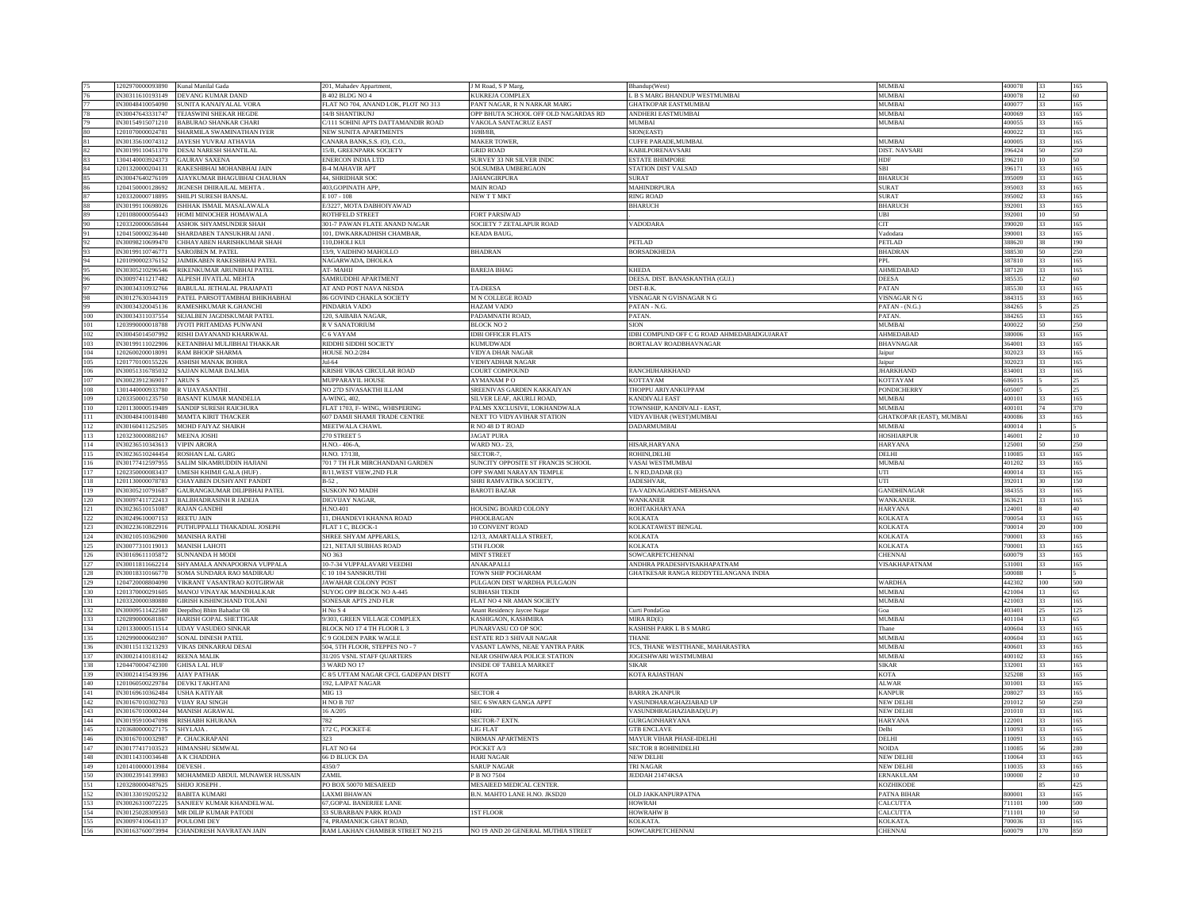| 75 | 1202970000093890 | Kunal Manilal Gada | 201, Mahadev Appartment, | J M Road, S P Marg, | Bhandup(West) | MUMBAI | 400078 | 33 | 165 |
|---|---|---|---|---|---|---|---|---|---|
| 76 | IN30311610193149 | DEVANG KUMAR DAND | B 402 BLDG NO 4 | KUKREJA COMPLEX | L B S MARG BHANDUP WESTMUMBAI | MUMBAI | 400078 | 12 | 60 |
| 77 | IN30048410054090 | SUNITA KANAIYALAL VORA | FLAT NO 704, ANAND LOK, PLOT NO 313 | PANT NAGAR, R N NARKAR MARG | GHATKOPAR EASTMUMBAI | MUMBAI | 400077 | 33 | 165 |
| 78 | IN30047643331747 | TEJASWINI SHEKAR HEGDE | 14/B SHANTIKUNJ | OPP BHUTA SCHOOL OFF OLD NAGARDAS RD | ANDHERI EASTMUMBAI | MUMBAI | 400069 | 33 | 165 |
| 79 | IN30154915071210 | BABURAO SHANKAR CHARI | C/111 SOHINI APTS DATTAMANDIR ROAD | VAKOLA SANTACRUZ EAST | MUMBAI | MUMBAI | 400055 | 33 | 165 |
| 80 | 1201070000024781 | SHARMILA SWAMINATHAN IYER | NEW SUNITA APARTMENTS | 169B/8B, | SION(EAST) |  | 400022 | 33 | 165 |
| 81 | IN30135610074312 | JAYESH YUVRAJ ATHAVIA | CANARA BANK,S.S. (O), C.O., | MAKER TOWER, | CUFFE PARADE,MUMBAI. | MUMBAI | 400005 | 33 | 165 |
| 82 | IN30199110451370 | DESAI NARESH SHANTILAL | 15/B, GREENPARK SOCIETY | GRID ROAD | KABILPORENAVSARI | DIST. NAVSARI | 396424 | 50 | 250 |
| 83 | 1304140003924373 | GAURAV SAXENA | ENERCON INDIA LTD | SURVEY 33 NR SILVER INDC | ESTATE BHIMPORE | HDF | 396210 | 10 | 50 |
| 84 | 1201320000204131 | RAKESHBHAI MOHANBHAI JAIN | B-4 MAHAVIR APT | SOLSUMBA UMBERGAON | STATION DIST VALSAD | SBI | 396171 | 33 | 165 |
| 85 | IN30047640276109 | AJAYKUMAR BHAGUBHAI CHAUHAN | 44, SHRIDHAR SOC | JAHANGIRPURA | SURAT | BHARUCH | 395009 | 33 | 165 |
| 86 | 1204150000128692 | JIGNESH DHIRAJLAL MEHTA . | 403,GOPINATH APP, | MAIN ROAD | MAHINDRPURA | SURAT | 395003 | 33 | 165 |
| 87 | 1203320000718895 | SHILPI SURESH BANSAL | E 107 - 108 | NEW T T MKT | RING ROAD | SURAT | 395002 | 33 | 165 |
| 88 | IN30199110698026 | ISHHAK ISMAIL MASALAWALA | E/3227, MOTA DABHOIYAWAD |  | BHARUCH | BHARUCH | 392001 | 33 | 165 |
| 89 | 1201080000056443 | HOMI MINOCHER HOMAWALA | ROTHFELD STREET | FORT PARSIWAD | . | UBI | 392001 | 10 | 50 |
| 90 | 1203320000658644 | ASHOK SHYAMSUNDER SHAH | 301-7 PAWAN FLATE ANAND NAGAR | SOCIETY 7 ZETALAPUR ROAD | VADODARA | CIT | 390020 | 33 | 165 |
| 91 | 1204150000236440 | SHARDABEN TANSUKHRAI JANI . | 101, DWKARKADHISH CHAMBAR, | KEADA BAUG, |  | Vadodara | 390001 | 33 | 165 |
| 92 | IN30098210699470 | CHHAYABEN HARISHKUMAR SHAH | 110,DHOLI KUI |  | PETLAD | PETLAD | 388620 | 38 | 190 |
| 93 | IN30199110746771 | SAROJBEN M. PATEL | 13/9, VAIDHNO MAHOLLO | BHADRAN | BORSADKHEDA | BHADRAN | 388530 | 50 | 250 |
| 94 | 1201090002376152 | JAIMIKABEN RAKESHBHAI PATEL | NAGARWADA, DHOLKA |  |  | PPL | 387810 | 33 | 165 |
| 95 | IN30305210296546 | RIKENKUMAR ARUNBHAI PATEL | AT- MAHIJ | BAREJA BHAG | KHEDA | AHMEDABAD | 387120 | 33 | 165 |
| 96 | IN30097411217482 | ALPESH JIVATLAL MEHTA | SAMRUDDHI APARTMENT |  | DEESA. DIST. BANASKANTHA (GUJ.) | DEESA | 385535 | 12 | 60 |
| 97 | IN30034310932766 | BABULAL JETHALAL PRAJAPATI | AT AND POST NAVA NESDA | TA-DEESA | DIST-B.K. | PATAN | 385530 | 33 | 165 |
| 98 | IN30127630344319 | PATEL PARSOTTAMBHAI BHIKHABHAI | 86 GOVIND CHAKLA SOCIETY | M N COLLEGE ROAD | VISNAGAR N GVISNAGAR N G | VISNAGAR N G | 384315 | 33 | 165 |
| 99 | IN30034320045136 | RAMESHKUMAR K.GHANCHI | PINDARIA VADO | HAZAM VADO | PATAN - N.G. | PATAN - (N.G.) | 384265 | 5 | 25 |
| 100 | IN30034311037554 | SEJALBEN JAGDISKUMAR PATEL | 120, SAIBABA NAGAR, | PADAMNATH ROAD, | PATAN. | PATAN. | 384265 | 33 | 165 |
| 101 | 1203990000018788 | JYOTI PRITAMDAS PUNWANI | R V SANATORIUM | BLOCK NO 2 | SION | MUMBAI | 400022 | 50 | 250 |
| 102 | IN30045014507992 | RISHI DAYANAND KHARKWAL | C 6 VAYAM | IDBI OFFICER FLATS | IDBI COMPUND OFF C G ROAD AHMEDABADGUJARAT | AHMEDABAD | 380006 | 33 | 165 |
| 103 | IN30199111022906 | KETANBHAI MULJIBHAI THAKKAR | RIDDHI SIDDHI SOCIETY | KUMUDWADI | BORTALAV ROADBHAVNAGAR | BHAVNAGAR | 364001 | 33 | 165 |
| 104 | 1202600200018091 | RAM BHOOP SHARMA | HOUSE NO.2/284 | VIDYA DHAR NAGAR |  | Jaipur | 302023 | 33 | 165 |
| 105 | 1201770100155226 | ASHISH MANAK BOHRA | Jul-64 | VIDHYADHAR NAGAR |  | Jaipur | 302023 | 33 | 165 |
| 106 | IN30051316785032 | SAJJAN KUMAR DALMIA | KRISHI VIKAS CIRCULAR ROAD | COURT COMPOUND | RANCHIJHARKHAND | JHARKHAND | 834001 | 33 | 165 |
| 107 | IN30023912369017 | ARUN S | MUPPARAYIL HOUSE | AYMANAM P O | KOTTAYAM | KOTTAYAM | 686015 | 5 | 25 |
| 108 | 1301440000933780 | R VIJAYASANTHI . | NO 27D SIVASAKTHI ILLAM | SREENIVAS GARDEN KAKKAIYAN | THOPPU ARIYANKUPPAM | PONDICHERRY | 605007 | 5 | 25 |
| 109 | 1203350001235750 | BASANT KUMAR MANDELIA | A-WING, 402, | SILVER LEAF, AKURLI ROAD, | KANDIVALI EAST | MUMBAI | 400101 | 33 | 165 |
| 110 | 1201130000519489 | SANDIP SURESH RAICHURA | FLAT 1703, F- WING, WHISPERING | PALMS XXCLUSIVE, LOKHANDWALA | TOWNSHIP, KANDIVALI - EAST, | MUMBAI | 400101 | 74 | 370 |
| 111 | IN30048410018480 | MAMTA KIRIT THACKER | 607 DAMJI SHAMJI TRADE CENTRE | NEXT TO VIDYAVIHAR STATION | VIDYAVIHAR (WEST)MUMBAI | GHATKOPAR (EAST), MUMBAI | 400086 | 33 | 165 |
| 112 | IN30160411252505 | MOHD FAIYAZ SHAIKH | MEETWALA CHAWL | R NO 48 D T ROAD | DADARMUMBAI | MUMBAI | 400014 | 1 | 5 |
| 113 | 1203230000882167 | MEENA JOSHI | 270 STREET 5 | JAGAT PURA |  | HOSHIARPUR | 146001 | 2 | 10 |
| 114 | IN30236510343613 | VIPIN ARORA | H.NO.- 406-A, | WARD NO.- 23, | HISAR,HARYANA | HARYANA | 125001 | 50 | 250 |
| 115 | IN30236510244454 | ROSHAN LAL GARG | H.NO. 17/138, | SECTOR-7, | ROHINI,DELHI | DELHI | 110085 | 33 | 165 |
| 116 | IN30177412597955 | SALIM SIKAMRUDDIN HAJIANI | 701 7 TH FLR MIRCHANDANI GARDEN | SUNCITY OPPOSITE ST FRANCIS SCHOOL | VASAI WESTMUMBAI | MUMBAI | 401202 | 33 | 165 |
| 117 | 1202350000083437 | UMESH KHIMJI GALA (HUF) . | B/11,WEST VIEW,2ND FLR | OPP SWAMI NARAYAN TEMPLE | L N RD,DADAR (E) | UTI | 400014 | 33 | 165 |
| 118 | 1201130000078783 | CHAYABEN DUSHYANT PANDIT | B-52 , | SHRI RAMVATIKA SOCIETY, | JADESHVAR, | UTI | 392011 | 30 | 150 |
| 119 | IN30305210791687 | GAURANGKUMAR DILIPBHAI PATEL | SUSKON NO MADH | BAROTI BAZAR | TA-VADNAGARDIST-MEHSANA | GANDHINAGAR | 384355 | 33 | 165 |
| 120 | IN30097411722413 | BALBHADRASINH R JADEJA | DIGVIJAY NAGAR, |  | WANKANER | WANKANER. | 363621 | 33 | 165 |
| 121 | IN30236510151087 | RAJAN GANDHI | H.NO.401 | HOUSING BOARD COLONY | ROHTAKHARYANA | HARYANA | 124001 | 8 | 40 |
| 122 | IN30249610007153 | REETU JAIN | 11, DHANDEVI KHANNA ROAD | PHOOLBAGAN | KOLKATA | KOLKATA | 700054 | 33 | 165 |
| 123 | IN30223610822916 | PUTHUPPALLI THAKADIAL JOSEPH | FLAT 1 C, BLOCK-1 | 10 CONVENT ROAD | KOLKATAWEST BENGAL | KOLKATA | 700014 | 20 | 100 |
| 124 | IN30210510362900 | MANISHA RATHI | SHREE SHYAM APPEARLS, | 12/13, AMARTALLA STREET, | KOLKATA | KOLKATA | 700001 | 33 | 165 |
| 125 | IN30077310119013 | MANISH LAHOTI | 121, NETAJI SUBHAS ROAD | 5TH FLOOR | KOLKATA | KOLKATA | 700001 | 33 | 165 |
| 126 | IN30169611105872 | SUNNANDA H MODI | NO 363 | MINT STREET | SOWCARPETCHENNAI | CHENNAI | 600079 | 33 | 165 |
| 127 | IN30011811662214 | SHYAMALA ANNAPOORNA VUPPALA | 10-7-34 VUPPALAVARI VEEDHI | ANAKAPALLI | ANDHRA PRADESHVISAKHAPATNAM | VISAKHAPATNAM | 531001 | 33 | 165 |
| 128 | IN30018310166770 | SOMA SUNDARA RAO MADIRAJU | C 10 104 SANSKRUTHI | TOWN SHIP POCHARAM | GHATKESAR RANGA REDDYTELANGANA INDIA |  | 500088 | 1 | 5 |
| 129 | 1204720008804090 | VIKRANT VASANTRAO KOTGIRWAR | JAWAHAR COLONY POST | PULGAON DIST WARDHA PULGAON |  | WARDHA | 442302 | 100 | 500 |
| 130 | 1201370000291605 | MANOJ VINAYAK MANDHALKAR | SUYOG OPP BLOCK NO A-445 | SUBHASH TEKDI |  | MUMBAI | 421004 | 13 | 65 |
| 131 | 1203320000380880 | GIRISH KISHINCHAND TOLANI | SONESAR APTS 2ND FLR | FLAT NO 4 NR AMAN SOCIETY |  | MUMBAI | 421003 | 33 | 165 |
| 132 | IN30009511422580 | Deepdhoj Bhim Bahadur Oli | H No S 4 | Anant Residency Jaycee Nagar | Curti PondaGoa | Goa | 403401 | 25 | 125 |
| 133 | 1202890000681867 | HARISH GOPAL SHETTIGAR | 9/303, GREEN VILLAGE COMPLEX | KASHIGAON, KASHMIRA | MIRA RD(E) | MUMBAI | 401104 | 13 | 65 |
| 134 | 1201330000511514 | UDAY VASUDEO SINKAR | BLOCK NO 17 4 TH FLOOR L 3 | PUNARVASU CO OP SOC | KASHISH PARK L B S MARG | Thane | 400604 | 33 | 165 |
| 135 | 1202990000602307 | SONAL DINESH PATEL | C 9 GOLDEN PARK WAGLE | ESTATE RD 3 SHIVAJI NAGAR | THANE | MUMBAI | 400604 | 33 | 165 |
| 136 | IN30115113213293 | VIKAS DINKARRAI DESAI | 504, 5TH FLOOR, STEPPES NO - 7 | VASANT LAWNS, NEAE YANTRA PARK | TCS, THANE WESTTHANE, MAHARASTRA | MUMBAI | 400601 | 33 | 165 |
| 137 | IN30021410183142 | REENA MALIK | 31/205 VSNL STAFF QUARTERS | NEAR OSHIWARA POLICE STATION | JOGESHWARI WESTMUMBAI | MUMBAI | 400102 | 33 | 165 |
| 138 | 1204470004742300 | GHISA LAL HUF | 3 WARD NO 17 | INSIDE OF TABELA MARKET | SIKAR | SIKAR | 332001 | 33 | 165 |
| 139 | IN30021415439396 | AJAY PATHAK | C 8/5 UTTAM NAGAR CFCL GADEPAN DISTT | KOTA | KOTA RAJASTHAN | KOTA | 325208 | 33 | 165 |
| 140 | 1201060500229784 | DEVKI TAKHTANI | 192, LAJPAT NAGAR |  |  | ALWAR | 301001 | 33 | 165 |
| 141 | IN30169610362484 | USHA KATIYAR | MIG 13 | SECTOR 4 | BARRA 2KANPUR | KANPUR | 208027 | 33 | 165 |
| 142 | IN30167010302703 | VIJAY RAJ SINGH | H NO B 707 | SEC 6 SWARN GANGA APPT | VASUNDHARAGHAZIABAD UP | NEW DELHI | 201012 | 50 | 250 |
| 143 | IN30167010000244 | MANISH AGRAWAL | 16 A/205 | HIG | VASUNDHRAGHAZIABAD(U.P) | NEW DELHI | 201010 | 33 | 165 |
| 144 | IN30195910047098 | RISHABH KHURANA | 782 | SECTOR-7 EXTN. | GURGAONHARYANA | HARYANA | 122001 | 33 | 165 |
| 145 | 1203680000027175 | SHYLAJA . | 172 C, POCKET-E | LIG FLAT | GTB ENCLAVE | Delhi | 110093 | 33 | 165 |
| 146 | IN30167010032987 | P. CHACKRAPANI | 323 | NIRMAN APARTMENTS | MAYUR VIHAR PHASE-IDELHI | DELHI | 110091 | 33 | 165 |
| 147 | IN30177417103523 | HIMANSHU SEMWAL | FLAT NO 64 | POCKET A/3 | SECTOR 8 ROHINIDELHI | NOIDA | 110085 | 56 | 280 |
| 148 | IN30114310034648 | A K CHADDHA | 66 D BLUCK DA | HARI NAGAR | NEW DELHI | NEW DELHI | 110064 | 33 | 165 |
| 149 | 1201410000013984 | DEVESH . | 4350/7 | SARUP NAGAR | TRI NAGAR | NEW DELHI | 110035 | 33 | 165 |
| 150 | IN30023914139983 | MOHAMMED ABDUL MUNAWER HUSSAIN | ZAMIL | P B NO 7504 | JEDDAH 21474KSA | ERNAKULAM | 100000 | 2 | 10 |
| 151 | 1203280000487625 | SHIJO JOSEPH . | PO BOX 50070 MESAIEED | MESAIEED MEDICAL CENTER. |  | KOZHIKODE |  | 85 | 425 |
| 152 | IN30133019205232 | BABITA KUMARI | LAXMI BHAWAN | B.N. MAHTO LANE H.NO. JKSD20 | OLD JAKKANPURPATNA | PATNA BIHAR | 800001 | 33 | 165 |
| 153 | IN30026310072225 | SANJEEV KUMAR KHANDELWAL | 67,GOPAL BANERJEE LANE |  | HOWRAH | CALCUTTA | 711101 | 100 | 500 |
| 154 | IN30125028309503 | MR DILIP KUMAR PATODI | 33 SUBARBAN PARK ROAD | 1ST FLOOR | HOWRAHW B | CALCUTTA | 711101 | 10 | 50 |
| 155 | IN30097410643137 | POULOMI DEY | 74, PRAMANICK GHAT ROAD, |  | KOLKATA. | KOLKATA. | 700036 | 33 | 165 |
| 156 | IN30163760073994 | CHANDRESH NAVRATAN JAIN | RAM LAKHAN CHAMBER STREET NO 215 | NO 19 AND 20 GENERAL MUTHIA STREET | SOWCARPETCHENNAI | CHENNAI | 600079 | 170 | 850 |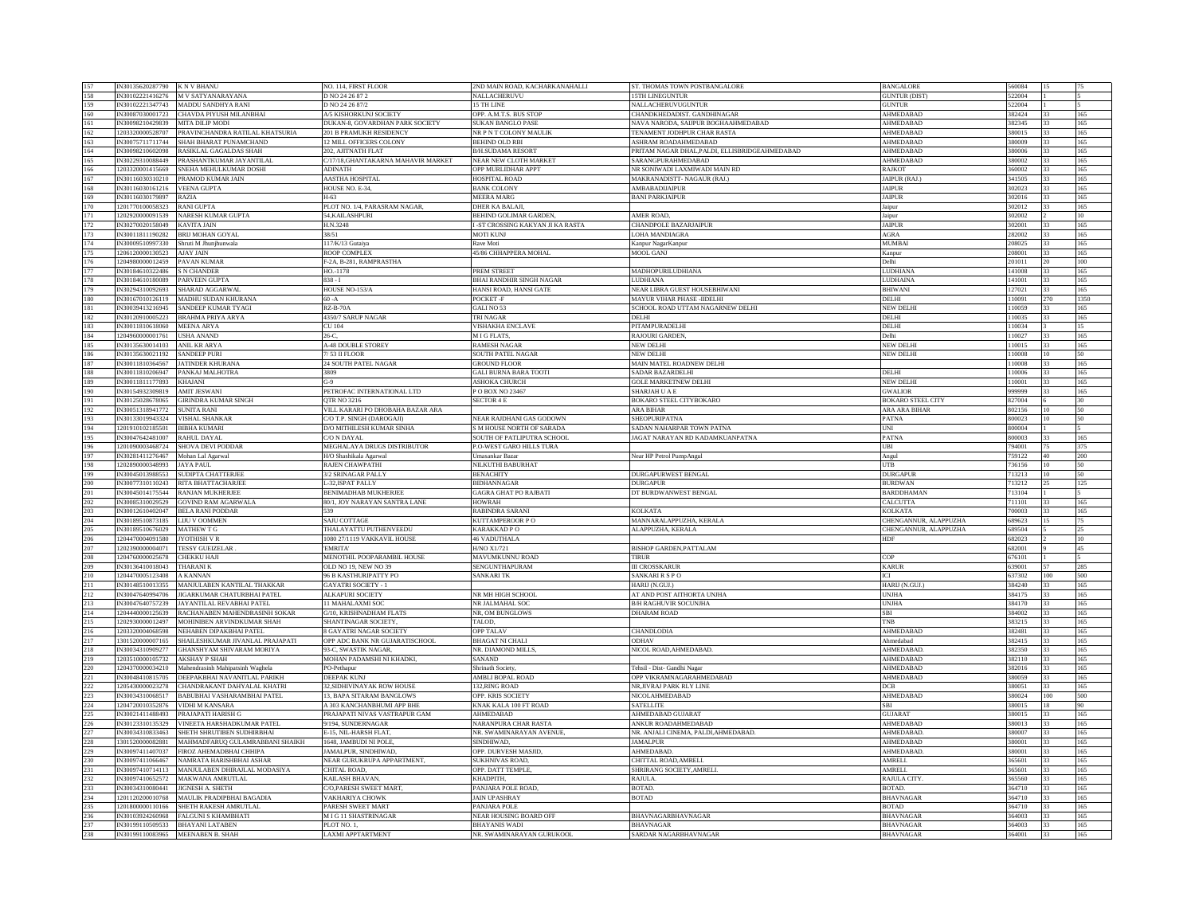| 157 | IN30135620287790 | K N V BHANU | NO. 114, FIRST FLOOR | 2ND MAIN ROAD, KACHARKANAHALLI | ST. THOMAS TOWN POSTBANGALORE | BANGALORE | 560084 | 15 | 75 |
|---|---|---|---|---|---|---|---|---|---|
| 158 | IN30102221416276 | M V SATYANARAYANA | D NO 24 26 87 2 | NALLACHERUVU | 15TH LINEGUNTUR | GUNTUR (DIST) | 522004 | 1 | 5 |
| 159 | IN30102221347743 | MADDU SANDHYA RANI | D NO 24 26 87/2 | 15 TH LINE | NALLACHERUVUGUNTUR | GUNTUR | 522004 | 1 | 5 |
| 160 | IN30087030001723 | CHAVDA PIYUSH MILANBHAI | A/5 KISHORKUNJ SOCIETY | OPP. A.M.T.S. BUS STOP | CHANDKHEDADIST. GANDHINAGAR | AHMEDABAD | 382424 | 33 | 165 |
| 161 | IN30098210429839 | MITA DILIP MODI | DUKAN-8, GOVARDHAN PARK SOCIETY | SUKAN BANGLO PASE | NAVA NARODA, SAIJPUR BOGHAAHMEDABAD | AHMEDABAD | 382345 | 33 | 165 |
| 162 | 1203320000528707 | PRAVINCHANDRA RATILAL KHATSURIA | 201 B PRAMUKH RESIDENCY | NR P N T COLONY MAULIK | TENAMENT JODHPUR CHAR RASTA | AHMEDABAD | 380015 | 33 | 165 |
| 163 | IN30075711717144 | SHAH BHARAT PUNAMCHAND | 12 MILL OFFICERS COLONY | BEHIND OLD RBI | ASHRAM ROADAHMEDABAD | AHMEDABAD | 380009 | 33 | 165 |
| 164 | IN30098210602098 | RASIKLAL GAGALDAS SHAH | 202, AJITNATH FLAT | B/H.SUDAMA RESORT | PRITAM NAGAR DHAL,PALDI, ELLISBRIDGEAHMEDABAD | AHMEDABAD | 380006 | 33 | 165 |
| 165 | IN30229310088449 | PRASHANTKUMAR JAYANTILAL | C/17/18,GHANTAKARNA MAHAVIR MARKET | NEAR NEW CLOTH MARKET | SARANGPURAHMEDABAD | AHMEDABAD | 380002 | 33 | 165 |
| 166 | 1203320001415669 | SNEHA MEHULKUMAR DOSHI | ADINATH | OPP MURLIDHAR APPT | NR SONIWADI LAXMIWADI MAIN RD | RAJKOT | 360002 | 33 | 165 |
| 167 | IN30116030310210 | PRAMOD KUMAR JAIN | AASTHA HOSPITAL | HOSPITAL ROAD | MAKRANADISTT- NAGAUR (RAJ.) | JAIPUR (RAJ.) | 341505 | 33 | 165 |
| 168 | IN30116030161216 | VEENA GUPTA | HOUSE NO. E-34, | BANK COLONY | AMBABADIJAIPUR | JAIPUR | 302023 | 33 | 165 |
| 169 | IN30116030179897 | RAZIA | H-63 | MEERA MARG | BANI PARKJAIPUR | JAIPUR | 302016 | 33 | 165 |
| 170 | 1201770100058323 | RANI GUPTA | PLOT NO. 1/4, PARASRAM NAGAR, | DHER KA BALAJI, | | Jaipur | 302012 | 33 | 165 |
| 171 | 1202920000091539 | NARESH KUMAR GUPTA | 54,KAILASHPURI | BEHIND GOLIMAR GARDEN, | AMER ROAD, | Jaipur | 302002 | 2 | 10 |
| 172 | IN30270020158049 | KAVITA JAIN | H.N.3248 | I -ST CROSSING KAKYAN JI KA RASTA | CHANDPOLE BAZARJAIPUR | JAIPUR | 302001 | 33 | 165 |
| 173 | IN30011811190282 | BRIJ MOHAN GOYAL | 38/51 | MOTI KUNJ | LOHA MANDIAGRA | AGRA | 282002 | 33 | 165 |
| 174 | IN30009510997330 | Shruti M Jhunjhunwala | 117/K/13 Gutaiya | Rave Moti | Kanpur NagarKanpur | MUMBAI | 208025 | 33 | 165 |
| 175 | 1206120000130523 | AJAY JAIN | ROOP COMPLEX | 45/86 CHHAPPERA MOHAL | MOOL GANJ | Kanpur | 208001 | 33 | 165 |
| 176 | 1204980000012459 | PAVAN KUMAR | F-2A, B-281, RAMPRASTHA | | | Delhi | 201011 | 20 | 100 |
| 177 | IN30184610322486 | S N CHANDER | HO.-1178 | PREM STREET | MADHOPURILUDHIANA | LUDHIANA | 141008 | 33 | 165 |
| 178 | IN30184610180089 | PARVEEN GUPTA | 838 - I | BHAI RANDHIR SINGH NAGAR | LUDHIANA | LUDHAINA | 141001 | 33 | 165 |
| 179 | IN30294310092693 | SHARAD AGGARWAL | HOUSE NO-153/A | HANSI ROAD, HANSI GATE | NEAR LIBRA GUEST HOUSEBHIWANI | BHIWANI | 127021 | 33 | 165 |
| 180 | IN30167010126119 | MADHU SUDAN KHURANA | 60 -A | POCKET -F | MAYUR VIHAR PHASE -IIDELHI | DELHI | 110091 | 270 | 1350 |
| 181 | IN30039413216945 | SANDEEP KUMAR TYAGI | RZ-B-70A | GALI NO 53 | SCHOOL ROAD UTTAM NAGARNEW DELHI | NEW DELHI | 110059 | 33 | 165 |
| 182 | IN30120910005223 | BRAHMA PRIYA ARYA | 4350/7 SARUP NAGAR | TRI NAGAR | DELHI | DELHI | 110035 | 33 | 165 |
| 183 | IN30011810618060 | MEENA ARYA | CU 104 | VISHAKHA ENCLAVE | PITAMPURADELHI | DELHI | 110034 | 3 | 15 |
| 184 | 1204960000001761 | USHA ANAND | 26-C, | M I G FLATS, | RAJOURI GARDEN, | Delhi | 110027 | 33 | 165 |
| 185 | IN30135630014103 | ANIL KR ARYA | A-48 DOUBLE STOREY | RAMESH NAGAR | NEW DELHI | NEW DELHI | 110015 | 33 | 165 |
| 186 | IN30135630021192 | SANDEEP PURI | 7/ 53 II FLOOR | SOUTH PATEL NAGAR | NEW DELHI | NEW DELHI | 110008 | 10 | 50 |
| 187 | IN30011810364567 | JATINDER KHURANA | 24 SOUTH PATEL NAGAR | GROUND FLOOR | MAIN MATEL ROADNEW DELHI | | 110008 | 33 | 165 |
| 188 | IN30011810206947 | PANKAJ MALHOTRA | 3809 | GALI BURNA BARA TOOTI | SADAR BAZARDELHI | DELHI | 110006 | 33 | 165 |
| 189 | IN30011811177893 | KHAJANI | G-9 | ASHOKA CHURCH | GOLE MARKETNEW DELHI | NEW DELHI | 110001 | 33 | 165 |
| 190 | IN30154932309819 | AMIT JESWANI | PETROFAC INTERNATIONAL LTD | P O BOX NO 23467 | SHARJAH U A E | GWALIOR | 999999 | 33 | 165 |
| 191 | IN30125028678065 | GIRINDRA KUMAR SINGH | QTR NO 3216 | SECTOR 4 E | BOKARO STEEL CITYBOKARO | BOKARO STEEL CITY | 827004 | 6 | 30 |
| 192 | IN30051318941772 | SUNITA RANI | VILL KARARI PO DHOBAHA BAZAR ARA | | ARA BIHAR | ARA ARA BIHAR | 802156 | 10 | 50 |
| 193 | IN30133019943324 | VISHAL SHANKAR | C/O T.P. SINGH (DAROGAJI) | NEAR RAJDHANI GAS GODOWN | SHEOPURIPATNA | PATNA | 800023 | 10 | 50 |
| 194 | 1201910102185501 | BIBHA KUMARI | D/O MITHILESH KUMAR SINHA | S M HOUSE NORTH OF SARADA | SADAN NAHARPAR TOWN PATNA | UNI | 800004 | 1 | 5 |
| 195 | IN30047642481007 | RAHUL DAYAL | C/O N DAYAL | SOUTH OF PATLIPUTRA SCHOOL | JAGAT NARAYAN RD KADAMKUANPATNA | PATNA | 800003 | 33 | 165 |
| 196 | 1201090003468724 | SHOVA DEVI PODDAR | MEGHALAYA DRUGS DISTRIBUTOR | P.O-WEST GARO HILLS TURA | | UBI | 794001 | 75 | 375 |
| 197 | IN30281411276467 | Mohan Lal Agarwal | H/O Shashikala Agarwal | Umasankar Bazar | Near HP Petrol PumpAngul | Angul | 759122 | 40 | 200 |
| 198 | 1202890000348993 | JAYA PAUL | RAJEN CHAWPATHI | NILKUTHI BABURHAT | | UTB | 736156 | 10 | 50 |
| 199 | IN30045013988553 | SUDIPTA CHATTERJEE | 3/2 SRINAGAR PALLY | BENACHITY | DURGAPURWEST BENGAL | DURGAPUR | 713213 | 10 | 50 |
| 200 | IN30077310110243 | RITA BHATTACHARJEE | L-32,ISPAT PALLY | BIDHANNAGAR | DURGAPUR | BURDWAN | 713212 | 25 | 125 |
| 201 | IN30045014175544 | RANJAN MUKHERJEE | BENIMADHAB MUKHERJEE | GAGRA GHAT PO RAJBATI | DT BURDWANWEST BENGAL | BARDDHAMAN | 713104 | 1 | 5 |
| 202 | IN30085310029529 | GOVIND RAM AGARWALA | 80/1, JOY NARAYAN SANTRA LANE | HOWRAH | | CALCUTTA | 711101 | 33 | 165 |
| 203 | IN30012610402047 | BELA RANI PODDAR | 539 | RABINDRA SARANI | KOLKATA | KOLKATA | 700003 | 33 | 165 |
| 204 | IN30189510873185 | LIJU V OOMMEN | SAJU COTTAGE | KUTTAMPEROOR P O | MANNARALAPPUZHA, KERALA | CHENGANNUR, ALAPPUZHA | 689623 | 15 | 75 |
| 205 | IN30189510676029 | MATHEW T G | THALAYATTU PUTHENVEEDU | KARAKKAD P O | ALAPPUZHA, KERALA | CHENGANNUR, ALAPPUZHA | 689504 | 5 | 25 |
| 206 | 1204470004091580 | JYOTHISH V R | 1080 27/1119 VAKKAVIL HOUSE | 46 VADUTHALA | | HDF | 682023 | 2 | 10 |
| 207 | 1202390000004071 | TESSY GUEIZELAR . | 'EMRITA' | H/NO X1/721 | BISHOP GARDEN,PATTALAM | | 682001 | 9 | 45 |
| 208 | 1204760000025678 | CHEKKU HAJI | MENOTHIL POOPARAMBIL HOUSE | MAVUMKUNNU ROAD | TIRUR | COP | 676101 | 1 | 5 |
| 209 | IN30136410018043 | THARANI K | OLD NO 19, NEW NO 39 | SENGUNTHAPURAM | III CROSSKARUR | KARUR | 639001 | 57 | 285 |
| 210 | 1204470005123408 | A KANNAN | 96 B KASTHURIPATTY PO | SANKARI TK | SANKARI R S P O | ICI | 637302 | 100 | 500 |
| 211 | IN30148510013355 | MANJULABEN KANTILAL THAKKAR | GAYATRI SOCIETY - 1 | | HARIJ (N.GUJ.) | HARIJ (N.GUJ.) | 384240 | 33 | 165 |
| 212 | IN30047640994706 | JIGARKUMAR CHATURBHAI PATEL | ALKAPURI SOCIETY | NR MH HIGH SCHOOL | AT AND POST AITHORTA UNJHA | UNJHA | 384175 | 33 | 165 |
| 213 | IN30047640757239 | JAYANTILAL REVABHAI PATEL | 11 MAHALAXMI SOC | NR JALMAHAL SOC | B/H RAGHUVIR SOCUNJHA | UNJHA | 384170 | 33 | 165 |
| 214 | 1204440000125639 | RACHANABEN MAHENDRASINH SOKAR | G/10. KRISHNADHAM FLATS | NR, OM BUNGLOWS | DHARAM ROAD | SBI | 384002 | 33 | 165 |
| 215 | 1202930000012497 | MOHINIBEN ARVINDKUMAR SHAH | SHANTINAGAR SOCIETY, | TALOD, | | TNB | 383215 | 33 | 165 |
| 216 | 1203320004068598 | NEHABEN DIPAKBHAI PATEL | 8 GAYATRI NAGAR SOCIETY | OPP TALAV | CHANDLODIA | AHMEDABAD | 382481 | 33 | 165 |
| 217 | 1301520000007165 | SHAILESHKUMAR JIVANLAL PRAJAPATI | OPP ADC BANK NR GUJARATISCHOOL | BHAGAT NI CHALI | ODHAV | Ahmedabad | 382415 | 33 | 165 |
| 218 | IN30034310909277 | GHANSHYAM SHIVARAM MORIYA | 93-C, SWASTIK NAGAR, | NR. DIAMOND MILLS, | NICOL ROAD,AHMEDABAD. | AHMEDABAD. | 382350 | 33 | 165 |
| 219 | 1203510000105732 | AKSHAY P SHAH | MOHAN PADAMSHI NI KHADKI, | SANAND | | AHMEDABAD | 382110 | 33 | 165 |
| 220 | 1204370000034210 | Mahendrasinh Mahipatsinh Waghela | PO-Pethapur | Shrinath Society, | Tehsil - Dist- Gandhi Nagar | AHMEDABAD | 382016 | 33 | 165 |
| 221 | IN30048410815705 | DEEPAKBHAI NAVANITLAL PARIKH | DEEPAK KUNJ | AMBLI BOPAL ROAD | OPP VIKRAMNAGARAHMEDABAD | AHMEDABAD | 380059 | 33 | 165 |
| 222 | 1205430000023278 | CHANDRAKANT DAHYALAL KHATRI | 32,SIDHIVINAYAK ROW HOUSE | 132,RING ROAD | NR,JIVRAJ PARK RLY LINE | DCB | 380051 | 33 | 165 |
| 223 | IN30034310068517 | BABUBHAI VASHARAMBHAI PATEL | 13, BAPA SITARAM BANGLOWS | OPP. KRIS SOCIETY | NICOLAHMEDABAD | AHMEDABAD | 380024 | 100 | 500 |
| 224 | 1204720010352876 | VIDHI M KANSARA | A 303 KANCHANBHUMI APP BHE | KNAK KALA 100 FT ROAD | SATELLITE | SBI | 380015 | 18 | 90 |
| 225 | IN30021411488493 | PRAJAPATI HARISH G | PRAJAPATI NIVAS VASTRAPUR GAM | AHMEDABAD | AHMEDABAD GUJARAT | GUJARAT | 380015 | 33 | 165 |
| 226 | IN30123310135329 | VINEETA HARSHADKUMAR PATEL | 9/194, SUNDERNAGAR | NARANPURA CHAR RASTA | ANKUR ROADAHMEDABAD | AHMEDABAD | 380013 | 33 | 165 |
| 227 | IN30034310833463 | SHETH SHRUTIBEN SUDHIRBHAI | E-15, NIL-HARSH FLAT, | NR. SWAMINARAYAN AVENUE, | NR. ANJALI CINEMA, PALDI,AHMEDABAD. | AHMEDABAD. | 380007 | 33 | 165 |
| 228 | 1301520000082881 | MAHMADFARUQ GULAMRABBANI SHAIKH | 1648, JAMBUDI NI POLE, | SINDHIWAD, | JAMALPUR | AHMEDABAD | 380001 | 33 | 165 |
| 229 | IN30097411407037 | FIROZ AHEMADBHAI CHHIPA | JAMALPUR, SINDHIWAD, | OPP. DURVESH MASJID, | AHMEDABAD. | AHMEDABAD. | 380001 | 33 | 165 |
| 230 | IN30097411066467 | NAMRATA HARISHBHAI ASHAR | NEAR GURUKRUPA APPARTMENT, | SUKHNIVAS ROAD, | CHITTAL ROAD,AMRELI. | AMRELI. | 365601 | 33 | 165 |
| 231 | IN30097410714113 | MANJULABEN DHIRAJLAL MODASIYA | CHITAL ROAD, | OPP. DATT TEMPLE, | SHRIRANG SOCIETY,AMRELI. | AMRELI. | 365601 | 33 | 165 |
| 232 | IN30097410652572 | MAKWANA AMRUTLAL | KAILASH BHAVAN, | KHADPITH, | RAJULA. | RAJULA CITY. | 365560 | 33 | 165 |
| 233 | IN30034310080441 | JIGNESH A. SHETH | C/O,PARESH SWEET MART, | PANJARA POLE ROAD, | BOTAD. | BOTAD. | 364710 | 33 | 165 |
| 234 | 1201120200010768 | MAULIK PRADIPBHAI BAGADIA | VAKHARIYA CHOWK | JAIN UPASHRAY | BOTAD | BHAVNAGAR | 364710 | 33 | 165 |
| 235 | 1201800000110166 | SHETH RAKESH AMRUTLAL | PARESH SWEET MART | PANJARA POLE | | BOTAD | 364710 | 33 | 165 |
| 236 | IN30103924260968 | FALGUNI S KHAMBHATI | M I G 11 SHASTRINAGAR | NEAR HOUSING BOARD OFF | BHAVNAGARBHAVNAGAR | BHAVNAGAR | 364003 | 33 | 165 |
| 237 | IN30199110509533 | BHAYANI LATABEN | PLOT NO. 1, | BHAYANIS WADI | BHAVNAGAR | BHAVNAGAR | 364003 | 33 | 165 |
| 238 | IN30199110083965 | MEENABEN B. SHAH | LAXMI APPTARTMENT | NR. SWAMINARAYAN GURUKOOL | SARDAR NAGARBHAVNAGAR | BHAVNAGAR | 364001 | 33 | 165 |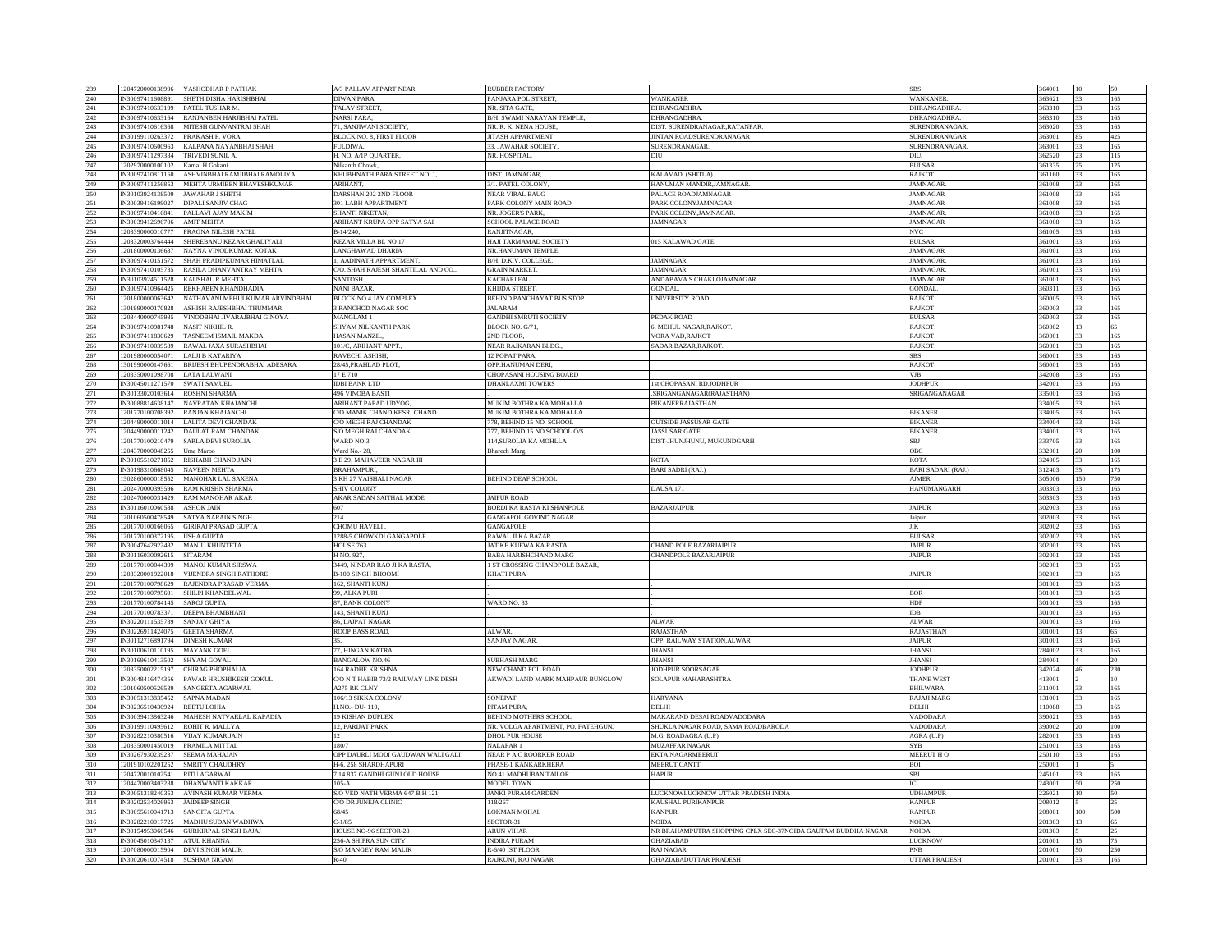| 239 | 1204720000138996 | YASHODHAR P PATHAK | A/3 PALLAV APPART NEAR | RUBBER FACTORY | | SBS | 364001 | 10 | 50 |
|---|---|---|---|---|---|---|---|---|---|
| 240 | IN30097411608891 | SHETH DISHA HARISHBHAI | DIWAN PARA, | PANJARA POL STREET, | WANKANER | WANKANER. | 363621 | 33 | 165 |
| 241 | IN30097410633199 | PATEL TUSHAR M. | TALAV STREET, | NR. SITA GATE, | DHRANGADHRA. | DHRANGADHRA. | 363310 | 33 | 165 |
| 242 | IN30097410633164 | RANJANBEN HARJIBHAI PATEL | NARSI PARA, | B/H. SWAMI NARAYAN TEMPLE, | DHRANGADHRA. | DHRANGADHRA. | 363310 | 33 | 165 |
| 243 | IN30097410616368 | MITESH GUNVANTRAI SHAH | 71, SANJIWANI SOCIETY, | NR. R. K. NENA HOUSE, | DIST. SURENDRANAGAR,RATANPAR. | SURENDRANAGAR. | 363020 | 33 | 165 |
| 244 | IN30199110263372 | PRAKASH P. VORA | BLOCK NO. 8, FIRST FLOOR | JITASH APPARTMENT | JINTAN ROADSURENDRANAGAR | SURENDRANAGAR | 363001 | 85 | 425 |
| 245 | IN30097410600963 | KALPANA NAYANBHAI SHAH | FULDIWA, | 33, JAWAHAR SOCIETY, | SURENDRANAGAR. | SURENDRANAGAR. | 363001 | 33 | 165 |
| 246 | IN30097411297384 | TRIVEDI SUNIL A. | H. NO. A/1P QUARTER, | NR. HOSPITAL, | DIU | DIU. | 362520 | 23 | 115 |
| 247 | 1202970000100102 | Kamal H Gokani | Nilkanth Chowk, | | | BULSAR | 361335 | 25 | 125 |
| 248 | IN30097410811150 | ASHVINBHAI RAMJIBHAI RAMOLIYA | KHUBHNATH PARA STREET NO. 1, | DIST. JAMNAGAR, | KALAVAD. (SHITLA) | RAJKOT. | 361160 | 33 | 165 |
| 249 | IN30097411256853 | MEHTA URMIBEN BHAVESHKUMAR | ARIHANT, | 3/1. PATEL COLONY, | HANUMAN MANDIR,JAMNAGAR. | JAMNAGAR. | 361008 | 33 | 165 |
| 250 | IN30103924138509 | JAWAHAR J SHETH | DARSHAN 202 2ND FLOOR | NEAR VIRAL BAUG | PALACE ROADJAMNAGAR | JAMNAGAR | 361008 | 33 | 165 |
| 251 | IN30039416199027 | DIPALI SANJIV CHAG | 301 LABH APPARTMENT | PARK COLONY MAIN ROAD | PARK COLONYJAMNAGAR | JAMNAGAR | 361008 | 33 | 165 |
| 252 | IN30097410416841 | PALLAVI AJAY MAKIM | SHANTI NIKETAN, | NR. JOGER'S PARK, | PARK COLONY,JAMNAGAR. | JAMNAGAR. | 361008 | 33 | 165 |
| 253 | IN30039412696706 | AMIT MEHTA | ARIHANT KRUPA OPP SATYA SAI | SCHOOL PALACE ROAD | JAMNAGAR | JAMNAGAR | 361008 | 33 | 165 |
| 254 | 1203390000010777 | PRAGNA NILESH PATEL | B-14/240, | RANJITNAGAR, | | NVC | 361005 | 33 | 165 |
| 255 | 1203320003764444 | SHEREBANU KEZAR GHADIYALI | KEZAR VILLA BL NO 17 | HAJI TARMAMAD SOCIETY | 015 KALAWAD GATE | BULSAR | 361001 | 33 | 165 |
| 256 | 1201800000136687 | NAYNA VINODKUMAR KOTAK | LANGHAWAD DHARIA | NR.HANUMAN TEMPLE | | JAMNAGAR | 361001 | 33 | 165 |
| 257 | IN30097410151572 | SHAH PRADIPKUMAR HIMATLAL | 1, AADINATH APPARTMENT, | B/H. D.K.V. COLLEGE, | JAMNAGAR. | JAMNAGAR. | 361001 | 33 | 165 |
| 258 | IN30097410105735 | RASILA DHANVANTRAY MEHTA | C/O. SHAH RAJESH SHANTILAL AND CO., | GRAIN MARKET, | JAMNAGAR. | JAMNAGAR. | 361001 | 33 | 165 |
| 259 | IN30103924511528 | KAUSHAL R MEHTA | SANTOSH | KACHARI FALI | ANDABAVA S CHAKLOJAMNAGAR | JAMNAGAR | 361001 | 33 | 165 |
| 260 | IN30097410964425 | REKHABEN KHANDHADIA | NANI BAZAR, | KHUDA STREET, | GONDAL. | GONDAL. | 360311 | 33 | 165 |
| 261 | 1201800000063642 | NATHAVANI MEHULKUMAR ARVINDBHAI | BLOCK NO 4 JAY COMPLEX | BEHIND PANCHAYAT BUS STOP | UNIVERSITY ROAD | RAJKOT | 360005 | 33 | 165 |
| 262 | 1301990000170828 | ASHISH RAJESHBHAI THUMMAR | 3 RANCHOD NAGAR SOC | JALARAM | | RAJKOT | 360003 | 33 | 165 |
| 263 | 1203440000745985 | VINODBHAI JIVARAJBHAI GINOYA | MANGLAM 1 | GANDHI SMRUTI SOCIETY | PEDAK ROAD | BULSAR | 360003 | 33 | 165 |
| 264 | IN30097410981748 | NASIT NIKHIL R. | SHYAM NILKANTH PARK, | BLOCK NO. G/71, | 6, MEHUL NAGAR,RAJKOT. | RAJKOT. | 360002 | 13 | 65 |
| 265 | IN30097411830629 | TASNEEM ISMAIL MAKDA | HASAN MANZIL, | 2ND FLOOR, | VORA VAD,RAJKOT | RAJKOT. | 360001 | 33 | 165 |
| 266 | IN30097410039589 | RAWAL JAXA SURASHBHAI | 101/C, ARIHANT APPT., | NEAR RAJKARAN BLDG., | SADAR BAZAR,RAJKOT. | RAJKOT. | 360001 | 33 | 165 |
| 267 | 1201980000054071 | LALJI B KATARIYA | RAVECHI ASHISH, | 12 POPAT PARA, | | SBS | 360001 | 33 | 165 |
| 268 | 1301990000147661 | BRIJESH BHUPENDRABHAI ADESARA | 28/45,PRAHLAD PLOT, | OPP.HANUMAN DERI, | | RAJKOT | 360001 | 33 | 165 |
| 269 | 1203350001098708 | LATA LALWANI | 17 E 710 | CHOPASANI HOUSING BOARD | | VJB | 342008 | 33 | 165 |
| 270 | IN30045011271570 | SWATI SAMUEL | IDBI BANK LTD | DHANLAXMI TOWERS | 1st CHOPASANI RD.JODHPUR | JODHPUR | 342001 | 33 | 165 |
| 271 | IN30133020103614 | ROSHNI SHARMA | 496 VINOBA BASTI | . | .SRIGANGANAGAR(RAJASTHAN) | SRIGANGANAGAR | 335001 | 33 | 165 |
| 272 | IN30088814638147 | NAVRATAN KHAJANCHI | ARIHANT PAPAD UDYOG, | MUKIM BOTHRA KA MOHALLA | BIKANERRAJASTHAN | | 334005 | 33 | 165 |
| 273 | 1201770100708392 | RANJAN KHAJANCHI | C/O MANIK CHAND KESRI CHAND | MUKIM BOTHRA KA MOHALLA | | BIKANER | 334005 | 33 | 165 |
| 274 | 1204490000011014 | LALITA DEVI CHANDAK | C/O MEGH RAJ CHANDAK | 778, BEHIND 15 NO. SCHOOL | OUTSIDE JASSUSAR GATE | BIKANER | 334004 | 33 | 165 |
| 275 | 1204490000011242 | DAULAT RAM CHANDAK | S/O MEGH RAJ CHANDAK | 777, BEHIND 15 NO SCHOOL O/S | JASSUSAR GATE | BIKANER | 334001 | 33 | 165 |
| 276 | 1201770100210479 | SARLA DEVI SUROLIA | WARD NO-3 | 114,SUROLIA KA MOHLLA | DIST-JHUNJHUNU, MUKUNDGARH | SBJ | 333705 | 33 | 165 |
| 277 | 1204370000048255 | Uma Maroo | Ward No.- 28, | Bharech Marg, | | OBC | 332001 | 20 | 100 |
| 278 | IN30105510271852 | RISHABH CHAND JAIN | 3 E 29, MAHAVEER NAGAR III | | KOTA | KOTA | 324005 | 33 | 165 |
| 279 | IN30198310668045 | NAVEEN MEHTA | BRAHAMPURI, | . | BARI SADRI (RAJ.) | BARI SADARI (RAJ.) | 312403 | 35 | 175 |
| 280 | 1302860000018552 | MANOHAR LAL SAXENA | 3 KH 27 VAISHALI NAGAR | BEHIND DEAF SCHOOL | | AJMER | 305006 | 150 | 750 |
| 281 | 1202470000395596 | RAM KRISHN SHARMA | SHIV COLONY | | DAUSA 171 | HANUMANGARH | 303303 | 33 | 165 |
| 282 | 1202470000031429 | RAM MANOHAR AKAR | AKAR SADAN SAITHAL MODE | JAIPUR ROAD | | | 303303 | 33 | 165 |
| 283 | IN30116010060588 | ASHOK JAIN | 607 | BORDI KA RASTA KI SHANPOLE | BAZARJAIPUR | JAIPUR | 302003 | 33 | 165 |
| 284 | 1201060500478549 | SATYA NARAIN SINGH | 214 | GANGAPOL GOVIND NAGAR | | Jaipur | 302003 | 33 | 165 |
| 285 | 1201770100166065 | GIRIRAJ PRASAD GUPTA | CHOMU HAVELI , | GANGAPOLE | | JIK | 302002 | 33 | 165 |
| 286 | 1201770100372195 | USHA GUPTA | 1288-5 CHOWKDI GANGAPOLE | RAWAL JI KA BAZAR | | BULSAR | 302002 | 33 | 165 |
| 287 | IN30047642922482 | MANJU KHUNTETA | HOUSE 763 | JAT KE KUEWA KA RASTA | CHAND POLE BAZARJAIPUR | JAIPUR | 302001 | 33 | 165 |
| 288 | IN30116030092615 | SITARAM | H NO. 927, | BABA HARISHCHAND MARG | CHANDPOLE BAZARJAIPUR | JAIPUR | 302001 | 33 | 165 |
| 289 | 1201770100044399 | MANOJ KUMAR SIRSWA | 3449, NINDAR RAO JI KA RASTA, | 1 ST CROSSING CHANDPOLE BAZAR, | | | 302001 | 33 | 165 |
| 290 | 1203320001922018 | VIJENDRA SINGH RATHORE | B-100 SINGH BHOOMI | KHATI PURA | | JAIPUR | 302001 | 33 | 165 |
| 291 | 1201770100798629 | RAJENDRA PRASAD VERMA | 162, SHANTI KUNJ | . | . | | 301001 | 33 | 165 |
| 292 | 1201770100795691 | SHILPI KHANDELWAL | 99, ALKA PURI | . | . | BOR | 301001 | 33 | 165 |
| 293 | 1201770100784145 | SAROJ GUPTA | 87, BANK COLONY | WARD NO. 33 | . | HDF | 301001 | 33 | 165 |
| 294 | 1201770100783371 | DEEPA BHAMBHANI | 143, SHANTI KUNJ | . | . | IDB | 301001 | 33 | 165 |
| 295 | IN30220111535789 | SANJAY GHIYA | 86, LAJPAT NAGAR | | ALWAR | ALWAR | 301001 | 33 | 165 |
| 296 | IN30226911424075 | GEETA SHARMA | ROOP BASS ROAD, | ALWAR, | RAJASTHAN | RAJASTHAN | 301001 | 13 | 65 |
| 297 | IN30112716891794 | DINESH KUMAR | 35, | SANJAY NAGAR, | OPP. RAILWAY STATION,ALWAR | JAIPUR | 301001 | 33 | 165 |
| 298 | IN30100610110195 | MAYANK GOEL | 77, HINGAN KATRA | | JHANSI | JHANSI | 284002 | 33 | 165 |
| 299 | IN30169610413502 | SHYAM GOYAL | BANGALOW NO.46 | SUBHASH MARG | JHANSI | JHANSI | 284001 | 4 | 20 |
| 300 | 1203350002215197 | CHIRAG PHOPHALIA | 164 RADHE KRISHNA | NEW CHAND POL ROAD | JODHPUR SOORSAGAR | JODHPUR | 342024 | 46 | 230 |
| 301 | IN30048416474356 | PAWAR HRUSHIKESH GOKUL | C/O N T HABIB 73/2 RAILWAY LINE DESH | AKWADI LAND MARK MAHPAUR BUNGLOW | SOLAPUR MAHARASHTRA | THANE WEST | 413001 | 2 | 10 |
| 302 | 1201060500526539 | SANGEETA AGARWAL | A275 RK CLNY | | | BHILWARA | 311001 | 33 | 165 |
| 303 | IN30051313835452 | SAPNA MADAN | 106/13 SIKKA COLONY | SONEPAT | HARYANA | RAJAJI MARG | 131001 | 33 | 165 |
| 304 | IN30236510430924 | REETU LOHIA | H.NO.- DU- 119, | PITAM PURA, | DELHI | DELHI | 110088 | 33 | 165 |
| 305 | IN30039413863246 | MAHESH NATVARLAL KAPADIA | 19 KISHAN DUPLEX | BEHIND MOTHERS SCHOOL | MAKARAND DESAI ROADVADODARA | VADODARA | 390021 | 33 | 165 |
| 306 | IN30199110495612 | ROHIT R. MALLYA | 12, PARIJAT PARK | NR. VOLGA APARTMENT, PO. FATEHGUNJ | SHUKLA NAGAR ROAD, SAMA ROADBARODA | VADODARA | 390002 | 20 | 100 |
| 307 | IN30282210380516 | VIJAY KUMAR JAIN | 12 | DHOL PUR HOUSE | M.G. ROADAGRA (U.P) | AGRA (U.P) | 282001 | 33 | 165 |
| 308 | 1203350001450019 | PRAMILA MITTAL | 180/7 | NALAPAR 1 | MUZAFFAR NAGAR | SYB | 251001 | 33 | 165 |
| 309 | IN30267930239237 | SEEMA MAHAJAN | OPP DAURLI MODI GAUDWAN WALI GALI | NEAR P A C ROORKER ROAD | EKTA NAGARMEERUT | MEERUT H O | 250110 | 33 | 165 |
| 310 | 1201910102201252 | SMRITY CHAUDHRY | H-6, 258 SHARDHAPURI | PHASE-1 KANKARKHERA | MEERUT CANTT | BOI | 250001 | 1 | 5 |
| 311 | 1204720010102541 | RITU AGARWAL | 7 14 837 GANDHI GUNJ OLD HOUSE | NO 41 MADHUBAN TAILOR | HAPUR | SBI | 245101 | 33 | 165 |
| 312 | 1204470003403288 | DHANWANTI KAKKAR | 105-A | MODEL TOWN | | ICI | 243001 | 50 | 250 |
| 313 | IN30051318240353 | AVINASH KUMAR VERMA | S/O VED NATH VERMA 647 B H 121 | JANKI PURAM GARDEN | LUCKNOWLUCKNOW UTTAR PRADESH INDIA | UDHAMPUR | 226021 | 10 | 50 |
| 314 | IN30202534026953 | JAIDEEP SINGH | C/O DR JUNEJA CLINIC | 118/267 | KAUSHAL PURIKANPUR | KANPUR | 208012 | 5 | 25 |
| 315 | IN30055610041713 | SANGITA GUPTA | 68/45 | LOKMAN MOHAL | KANPUR | KANPUR | 208001 | 100 | 500 |
| 316 | IN30282210017725 | MADHU SUDAN WADHWA | C-1/85 | SECTOR-31 | NOIDA | NOIDA | 201303 | 13 | 65 |
| 317 | IN30154953066546 | GURKIRPAL SINGH BAJAJ | HOUSE NO-96 SECTOR-28 | ARUN VIHAR | NR BRAHAMPUTRA SHOPPING CPLX SEC-37NOIDA GAUTAM BUDDHA NAGAR | NOIDA | 201303 | 5 | 25 |
| 318 | IN30045010347137 | ATUL KHANNA | 256-A SHIPRA SUN CITY | INDIRA PURAM | GHAZIABAD | LUCKNOW | 201001 | 15 | 75 |
| 319 | 1207080000015904 | DEVI SINGH MALIK | S/O MANGEY RAM MALIK | R-6/40 IST FLOOR | RAJ NAGAR | PNB | 201001 | 50 | 250 |
| 320 | IN30020610074518 | SUSHMA NIGAM | R-40 | RAJKUNJ, RAJ NAGAR | GHAZIABADUTTAR PRADESH | UTTAR PRADESH | 201001 | 33 | 165 |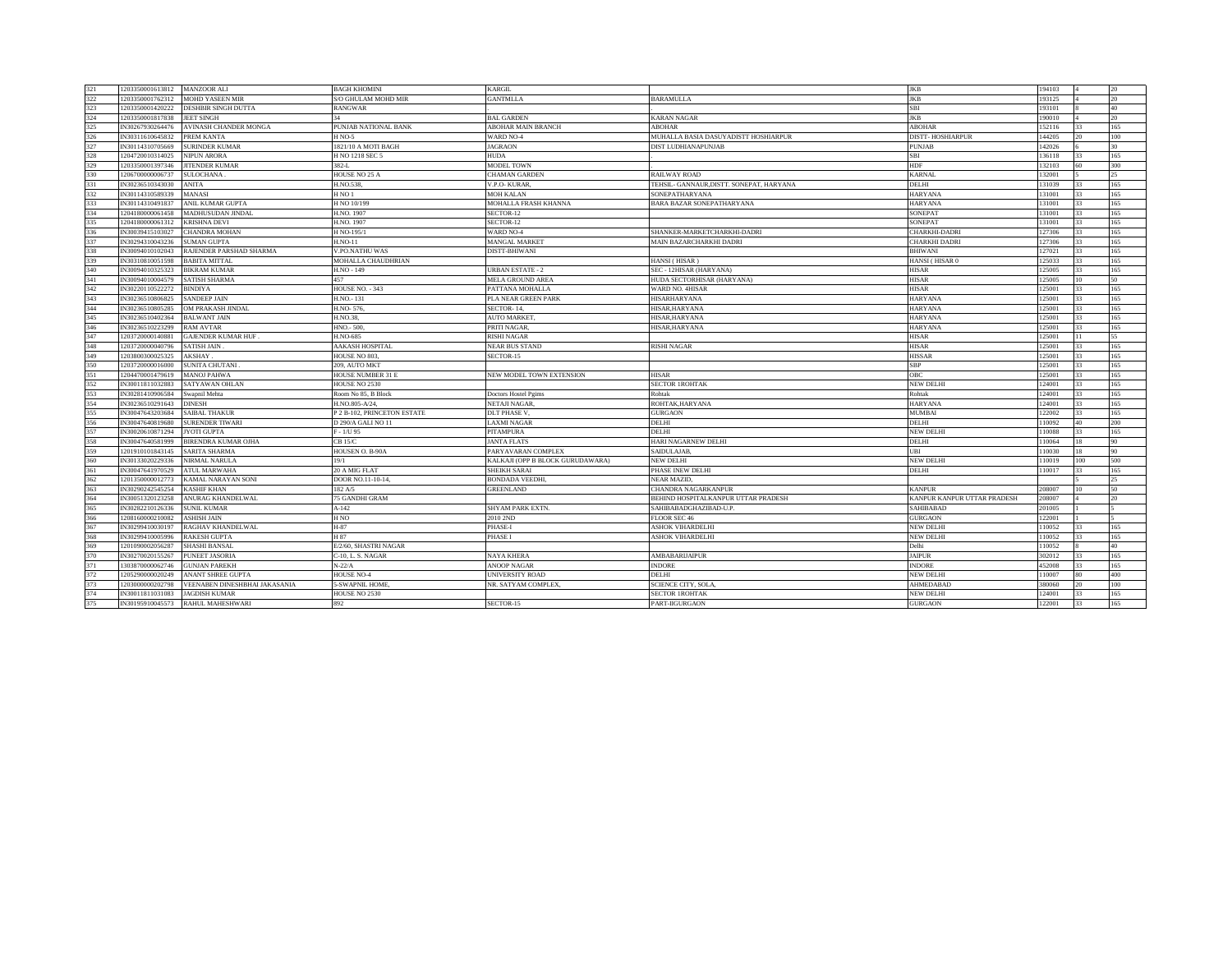| | | | | | | | | | |
|---|---|---|---|---|---|---|---|---|---|
| 321 | 1203350001613812 | MANZOOR ALI | BAGH KHOMINI | KARGIL | | JKB | 194103 | 4 | 20 |
| 322 | 1203350001762312 | MOHD YASEEN MIR | S/O GHULAM MOHD MIR | GANTMLLA | BARAMULLA | JKB | 193125 | 4 | 20 |
| 323 | 1203350001420222 | DESHBIR SINGH DUTTA | RANGWAR | . | . | SBI | 193101 | 8 | 40 |
| 324 | 1203350001817838 | JEET SINGH | 34 | BAL GARDEN | KARAN NAGAR | JKB | 190010 | 4 | 20 |
| 325 | IN30267930264476 | AVINASH CHANDER MONGA | PUNJAB NATIONAL BANK | ABOHAR MAIN BRANCH | ABOHAR | ABOHAR | 152116 | 33 | 165 |
| 326 | IN30311610645832 | PREM KANTA | H NO-5 | WARD NO-4 | MUHALLA BASIA DASUYADISTT HOSHIARPUR | DISTT- HOSHIARPUR | 144205 | 20 | 100 |
| 327 | IN30114310705669 | SURINDER KUMAR | 1821/10 A MOTI BAGH | JAGRAON | DIST LUDHIANAPUNJAB | PUNJAB | 142026 | 6 | 30 |
| 328 | 1204720010314025 | NIPUN ARORA | H NO 1218 SEC 5 | HUDA | . | SBI | 136118 | 33 | 165 |
| 329 | 1203350001397346 | JITENDER KUMAR | 382-L | MODEL TOWN | . | HDF | 132103 | 60 | 300 |
| 330 | 1206700000006737 | SULOCHANA . | HOUSE NO 25 A | CHAMAN GARDEN | RAILWAY ROAD | KARNAL | 132001 | 5 | 25 |
| 331 | IN30236510343030 | ANITA | H.NO.538, | V.P.O- KURAR, | TEHSIL- GANNAUR,DISTT. SONEPAT, HARYANA | DELHI | 131039 | 33 | 165 |
| 332 | IN30114310589339 | MANASI | H NO 1 | MOH KALAN | SONEPATHARYANA | HARYANA | 131001 | 33 | 165 |
| 333 | IN30114310491837 | ANIL KUMAR GUPTA | H NO 10/199 | MOHALLA FRASH KHANNA | BARA BAZAR SONEPATHARYANA | HARYANA | 131001 | 33 | 165 |
| 334 | 1204180000061458 | MADHUSUDAN JINDAL | H.NO. 1907 | SECTOR-12 | | SONEPAT | 131001 | 33 | 165 |
| 335 | 1204180000061312 | KRISHNA DEVI | H.NO. 1907 | SECTOR-12 | | SONEPAT | 131001 | 33 | 165 |
| 336 | IN30039415103027 | CHANDRA MOHAN | H NO-195/1 | WARD NO-4 | SHANKER-MARKETCHARKHI-DADRI | CHARKHI-DADRI | 127306 | 33 | 165 |
| 337 | IN30294310043236 | SUMAN GUPTA | H.NO-11 | MANGAL MARKET | MAIN BAZARCHARKHI DADRI | CHARKHI DADRI | 127306 | 33 | 165 |
| 338 | IN30094010102043 | RAJENDER PARSHAD SHARMA | V.PO.NATHU WAS | DISTT-BHIWANI | | BHIWANI | 127021 | 33 | 165 |
| 339 | IN30310810051598 | BABITA MITTAL | MOHALLA CHAUDHRIAN | | HANSI ( HISAR ) | HANSI ( HISAR 0 | 125033 | 33 | 165 |
| 340 | IN30094010325323 | BIKRAM KUMAR | H.NO - 149 | URBAN ESTATE - 2 | SEC - 12HISAR (HARYANA) | HISAR | 125005 | 33 | 165 |
| 341 | IN30094010004579 | SATISH SHARMA | 457 | MELA GROUND AREA | HUDA SECTORHISAR (HARYANA) | HISAR | 125005 | 10 | 50 |
| 342 | IN30220110522272 | BINDIYA | HOUSE NO. - 343 | PATTANA MOHALLA | WARD NO. 4HISAR | HISAR | 125001 | 33 | 165 |
| 343 | IN30236510806825 | SANDEEP JAIN | H.NO.- 131 | PLA NEAR GREEN PARK | HISARHARYANA | HARYANA | 125001 | 33 | 165 |
| 344 | IN30236510805285 | OM PRAKASH JINDAL | H.NO- 576, | SECTOR- 14, | HISAR,HARYANA | HARYANA | 125001 | 33 | 165 |
| 345 | IN30236510402364 | BALWANT JAIN | H.NO.38, | AUTO MARKET, | HISAR,HARYANA | HARYANA | 125001 | 33 | 165 |
| 346 | IN30236510223299 | RAM AVTAR | HNO.- 500, | PRITI NAGAR, | HISAR,HARYANA | HARYANA | 125001 | 33 | 165 |
| 347 | 1203720000140881 | GAJENDER KUMAR HUF . | H.NO-685 | RISHI NAGAR | | HISAR | 125001 | 11 | 55 |
| 348 | 1203720000040796 | SATISH JAIN . | AAKASH HOSPITAL | NEAR BUS STAND | RISHI NAGAR | HISAR | 125001 | 33 | 165 |
| 349 | 1203800300025325 | AKSHAY . | HOUSE NO 803, | SECTOR-15 | | HISSAR | 125001 | 33 | 165 |
| 350 | 1203720000016000 | SUNITA CHUTANI . | 209, AUTO MKT | | | SBP | 125001 | 33 | 165 |
| 351 | 1204470001479619 | MANOJ PAHWA | HOUSE NUMBER 31 E | NEW MODEL TOWN EXTENSION | HISAR | OBC | 125001 | 33 | 165 |
| 352 | IN30011811032883 | SATYAWAN OHLAN | HOUSE NO 2530 | | SECTOR 1ROHTAK | NEW DELHI | 124001 | 33 | 165 |
| 353 | IN30281410906584 | Swapnil Mehta | Room No 85, B Block | Doctors Hostel Pgims | Rohtak | Rohtak | 124001 | 33 | 165 |
| 354 | IN30236510291643 | DINESH | H.NO.805-A/24, | NETAJI NAGAR, | ROHTAK,HARYANA | HARYANA | 124001 | 33 | 165 |
| 355 | IN30047643203684 | SAIBAL THAKUR | P 2 B-102, PRINCETON ESTATE | DLT PHASE V, | GURGAON | MUMBAI | 122002 | 33 | 165 |
| 356 | IN30047640819680 | SURENDER TIWARI | D 290/A GALI NO 11 | LAXMI NAGAR | DELHI | DELHI | 110092 | 40 | 200 |
| 357 | IN30020610871294 | JYOTI GUPTA | F - 1/U 95 | PITAMPURA | DELHI | NEW DELHI | 110088 | 33 | 165 |
| 358 | IN30047640581999 | BIRENDRA KUMAR OJHA | CB 15/C | JANTA FLATS | HARI NAGARNEW DELHI | DELHI | 110064 | 18 | 90 |
| 359 | 1201910101843145 | SARITA SHARMA | HOUSEN O. B-90A | PARYAVARAN COMPLEX | SAIDULAJAB, | UBI | 110030 | 18 | 90 |
| 360 | IN30133020229336 | NIRMAL NARULA | 19/1 | KALKAJI (OPP B BLOCK GURUDAWARA) | NEW DELHI | NEW DELHI | 110019 | 100 | 500 |
| 361 | IN30047641970529 | ATUL MARWAHA | 20 A MIG FLAT | SHEIKH SARAI | PHASE INEW DELHI | DELHI | 110017 | 33 | 165 |
| 362 | 1201350000012773 | KAMAL NARAYAN SONI | DOOR NO.11-10-14, | BONDADA VEEDHI, | NEAR MAZID, | | | 5 | 25 |
| 363 | IN30290242545254 | KASHIF KHAN | 182 A/5 | GREENLAND | CHANDRA NAGARKANPUR | KANPUR | 208007 | 10 | 50 |
| 364 | IN30051320123258 | ANURAG KHANDELWAL | 75 GANDHI GRAM | | BEHIND HOSPITALKANPUR UTTAR PRADESH | KANPUR KANPUR UTTAR PRADESH | 208007 | 4 | 20 |
| 365 | IN30282210126336 | SUNIL KUMAR | A-142 | SHYAM PARK EXTN. | SAHIBABADGHAZIBAD-U.P. | SAHIBABAD | 201005 | 1 | 5 |
| 366 | 1208160000210082 | ASHISH JAIN | H NO | 2010 2ND | FLOOR SEC 46 | GURGAON | 122001 | 1 | 5 |
| 367 | IN30299410030197 | RAGHAV KHANDELWAL | H-87 | PHASE-I | ASHOK VIHARDELHI | NEW DELHI | 110052 | 33 | 165 |
| 368 | IN30299410005996 | RAKESH GUPTA | H 87 | PHASE I | ASHOK VIHARDELHI | NEW DELHI | 110052 | 33 | 165 |
| 369 | 1201090002056287 | SHASHI BANSAL | E/2/60, SHASTRI NAGAR | | | Delhi | 110052 | 8 | 40 |
| 370 | IN30270020155267 | PUNEET JASORIA | C-10, L. S. NAGAR | NAYA KHERA | AMBABARIJAIPUR | JAIPUR | 302012 | 33 | 165 |
| 371 | 1303870000062746 | GUNJAN PAREKH | N-22/A | ANOOP NAGAR | INDORE | INDORE | 452008 | 33 | 165 |
| 372 | 1205290000020249 | ANANT SHREE GUPTA | HOUSE NO-4 | UNIVERSITY ROAD | DELHI | NEW DELHI | 110007 | 80 | 400 |
| 373 | 1203000000202798 | VEENABEN DINESHBHAI JAKASANIA | 5-SWAPNIL HOME, | NR. SATYAM COMPLEX, | SCIENCE CITY, SOLA, | AHMEDABAD | 380060 | 20 | 100 |
| 374 | IN30011811031083 | JAGDISH KUMAR | HOUSE NO 2530 | | SECTOR 1ROHTAK | NEW DELHI | 124001 | 33 | 165 |
| 375 | IN30195910045573 | RAHUL MAHESHWARI | 892 | SECTOR-15 | PART-IIGURGAON | GURGAON | 122001 | 33 | 165 |